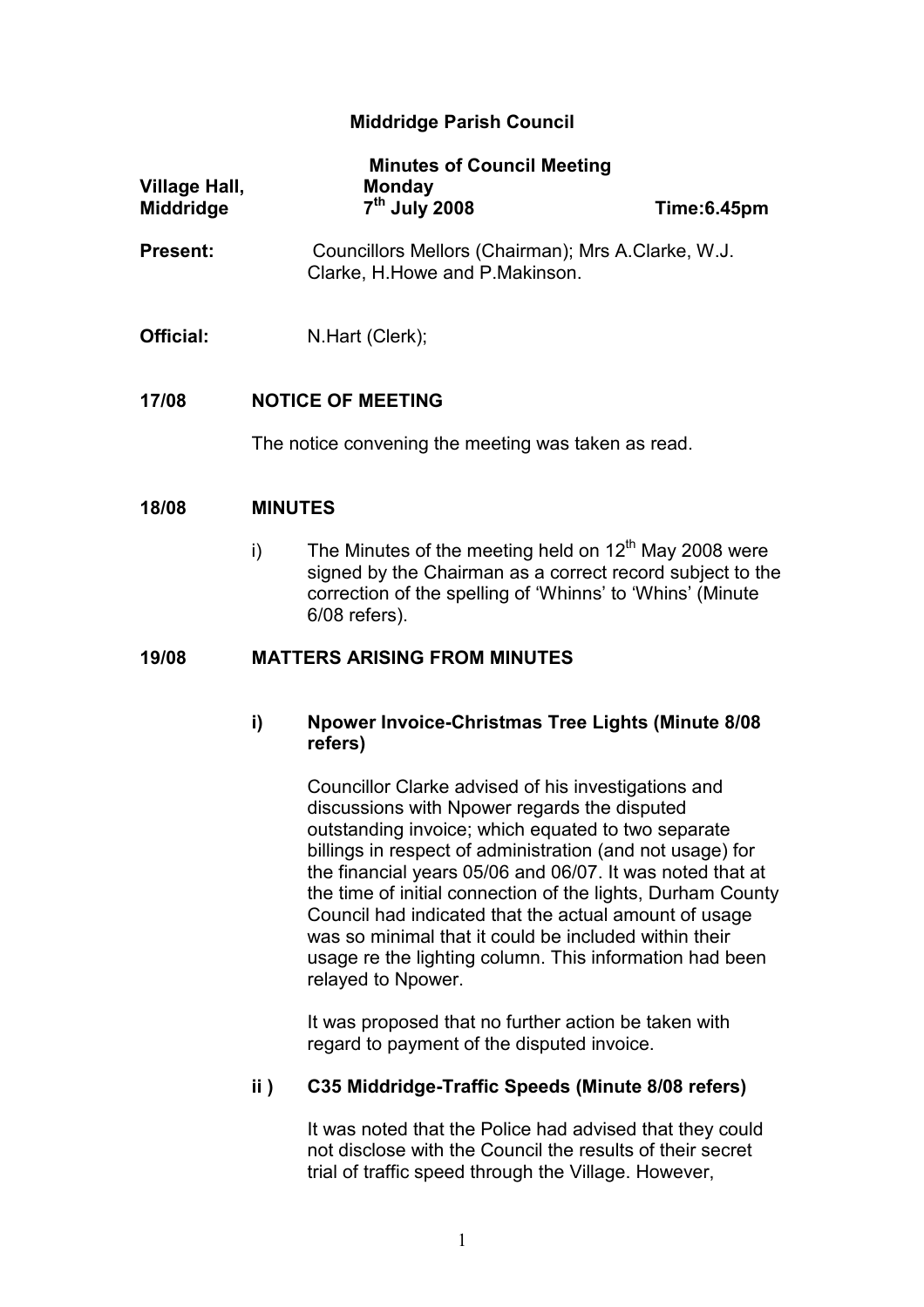# Middridge Parish Council

**Minutes of Council Meeting**

**Village Hall, Middridge** | **Monday 7th July 2008** | **Time:6.45pm**

**Present:** Councillors Mellors (Chairman); Mrs A.Clarke, W.J. Clarke, H.Howe and P.Makinson.

**Official:** N.Hart (Clerk);

## 17/08 NOTICE OF MEETING

The notice convening the meeting was taken as read.

## 18/08 MINUTES

i) The Minutes of the meeting held on 12th May 2008 were signed by the Chairman as a correct record subject to the correction of the spelling of 'Whinns' to 'Whins' (Minute 6/08 refers).

## 19/08 MATTERS ARISING FROM MINUTES

### i) Npower Invoice-Christmas Tree Lights (Minute 8/08 refers)

Councillor Clarke advised of his investigations and discussions with Npower regards the disputed outstanding invoice; which equated to two separate billings in respect of administration (and not usage) for the financial years 05/06 and 06/07. It was noted that at the time of initial connection of the lights, Durham County Council had indicated that the actual amount of usage was so minimal that it could be included within their usage re the lighting column. This information had been relayed to Npower.

It was proposed that no further action be taken with regard to payment of the disputed invoice.

### ii ) C35 Middridge-Traffic Speeds (Minute 8/08 refers)

It was noted that the Police had advised that they could not disclose with the Council the results of their secret trial of traffic speed through the Village. However,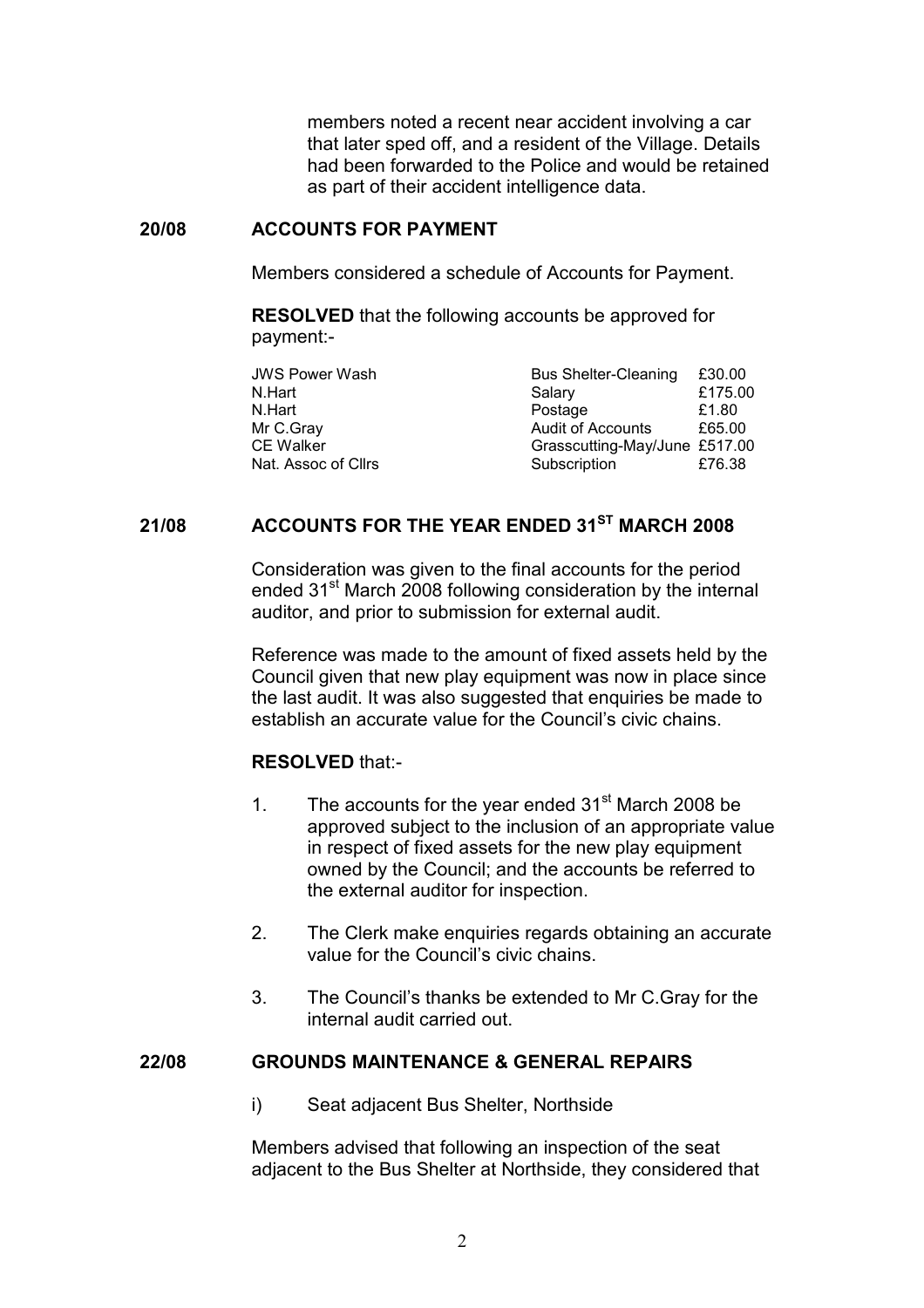members noted a recent near accident involving a car that later sped off, and a resident of the Village. Details had been forwarded to the Police and would be retained as part of their accident intelligence data.

## 20/08 ACCOUNTS FOR PAYMENT

Members considered a schedule of Accounts for Payment.

**RESOLVED** that the following accounts be approved for payment:-

| | | |
|---|---|---|
| JWS Power Wash | Bus Shelter-Cleaning | £30.00 |
| N.Hart | Salary | £175.00 |
| N.Hart | Postage | £1.80 |
| Mr C.Gray | Audit of Accounts | £65.00 |
| CE Walker | Grasscutting-May/June | £517.00 |
| Nat. Assoc of Cllrs | Subscription | £76.38 |

## 21/08 ACCOUNTS FOR THE YEAR ENDED 31ST MARCH 2008

Consideration was given to the final accounts for the period ended 31st March 2008 following consideration by the internal auditor, and prior to submission for external audit.

Reference was made to the amount of fixed assets held by the Council given that new play equipment was now in place since the last audit. It was also suggested that enquiries be made to establish an accurate value for the Council's civic chains.

**RESOLVED** that:-

1. The accounts for the year ended 31st March 2008 be approved subject to the inclusion of an appropriate value in respect of fixed assets for the new play equipment owned by the Council; and the accounts be referred to the external auditor for inspection.

2. The Clerk make enquiries regards obtaining an accurate value for the Council's civic chains.

3. The Council's thanks be extended to Mr C.Gray for the internal audit carried out.

## 22/08 GROUNDS MAINTENANCE & GENERAL REPAIRS

i) Seat adjacent Bus Shelter, Northside

Members advised that following an inspection of the seat adjacent to the Bus Shelter at Northside, they considered that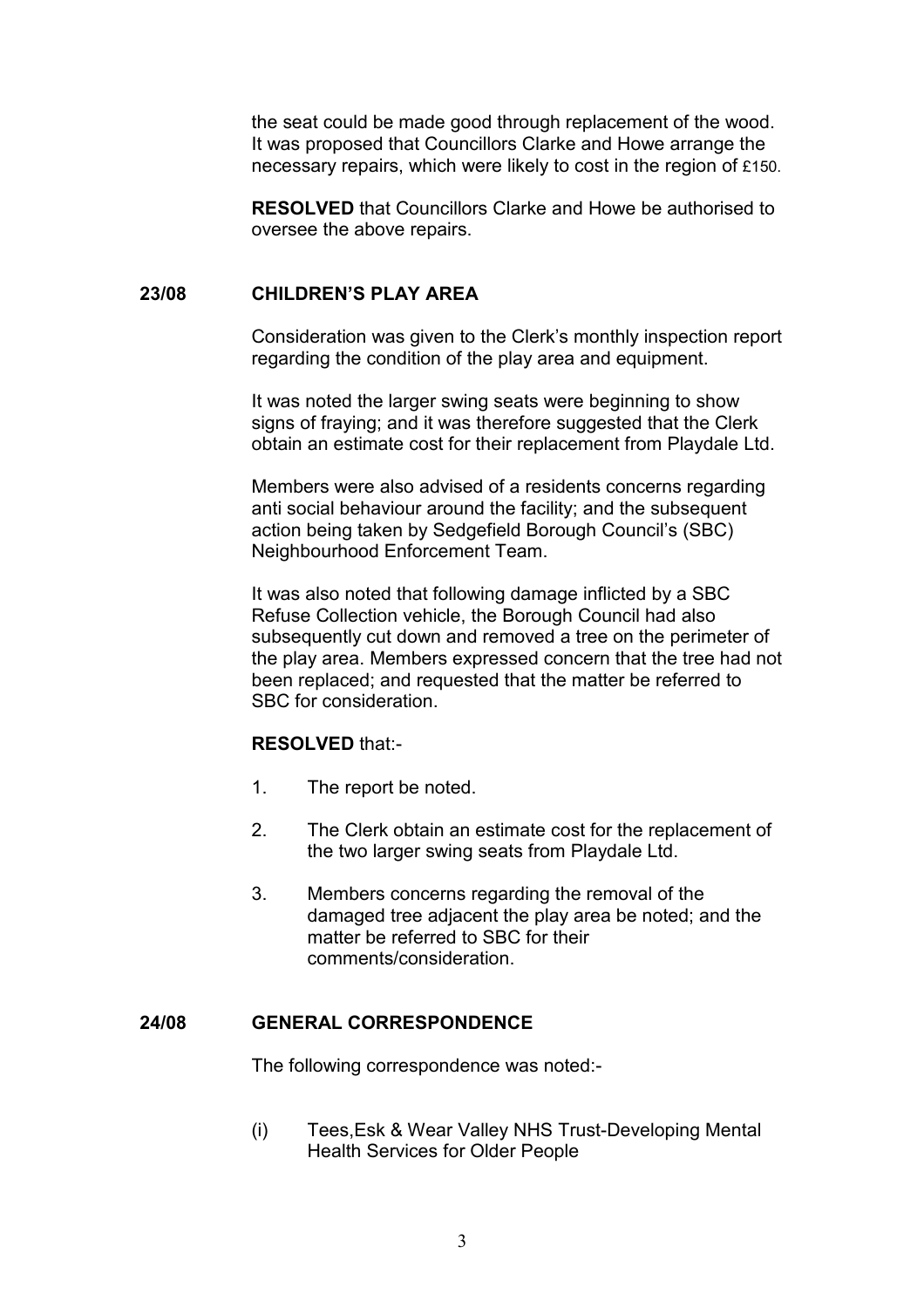the seat could be made good through replacement of the wood. It was proposed that Councillors Clarke and Howe arrange the necessary repairs, which were likely to cost in the region of £150.

**RESOLVED** that Councillors Clarke and Howe be authorised to oversee the above repairs.

## 23/08 CHILDREN'S PLAY AREA

Consideration was given to the Clerk's monthly inspection report regarding the condition of the play area and equipment.

It was noted the larger swing seats were beginning to show signs of fraying; and it was therefore suggested that the Clerk obtain an estimate cost for their replacement from Playdale Ltd.

Members were also advised of a residents concerns regarding anti social behaviour around the facility; and the subsequent action being taken by Sedgefield Borough Council's (SBC) Neighbourhood Enforcement Team.

It was also noted that following damage inflicted by a SBC Refuse Collection vehicle, the Borough Council had also subsequently cut down and removed a tree on the perimeter of the play area. Members expressed concern that the tree had not been replaced; and requested that the matter be referred to SBC for consideration.

**RESOLVED** that:-

1. The report be noted.
2. The Clerk obtain an estimate cost for the replacement of the two larger swing seats from Playdale Ltd.
3. Members concerns regarding the removal of the damaged tree adjacent the play area be noted; and the matter be referred to SBC for their comments/consideration.

## 24/08 GENERAL CORRESPONDENCE

The following correspondence was noted:-

(i) Tees,Esk & Wear Valley NHS Trust-Developing Mental Health Services for Older People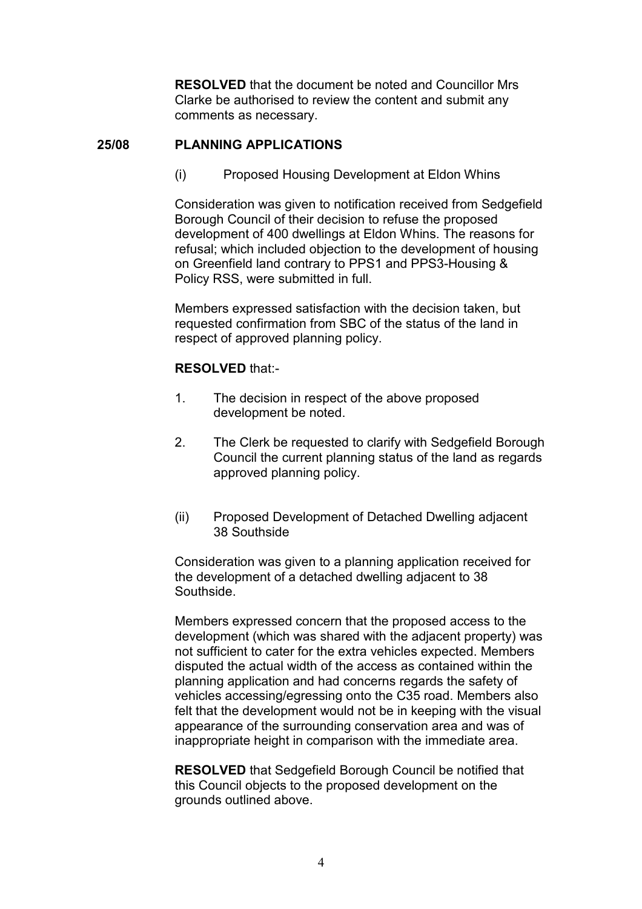**RESOLVED** that the document be noted and Councillor Mrs Clarke be authorised to review the content and submit any comments as necessary.

## 25/08 PLANNING APPLICATIONS

(i) Proposed Housing Development at Eldon Whins

Consideration was given to notification received from Sedgefield Borough Council of their decision to refuse the proposed development of 400 dwellings at Eldon Whins. The reasons for refusal; which included objection to the development of housing on Greenfield land contrary to PPS1 and PPS3-Housing & Policy RSS, were submitted in full.

Members expressed satisfaction with the decision taken, but requested confirmation from SBC of the status of the land in respect of approved planning policy.

**RESOLVED** that:-

1. The decision in respect of the above proposed development be noted.
2. The Clerk be requested to clarify with Sedgefield Borough Council the current planning status of the land as regards approved planning policy.

(ii) Proposed Development of Detached Dwelling adjacent 38 Southside

Consideration was given to a planning application received for the development of a detached dwelling adjacent to 38 Southside.

Members expressed concern that the proposed access to the development (which was shared with the adjacent property) was not sufficient to cater for the extra vehicles expected. Members disputed the actual width of the access as contained within the planning application and had concerns regards the safety of vehicles accessing/egressing onto the C35 road. Members also felt that the development would not be in keeping with the visual appearance of the surrounding conservation area and was of inappropriate height in comparison with the immediate area.

**RESOLVED** that Sedgefield Borough Council be notified that this Council objects to the proposed development on the grounds outlined above.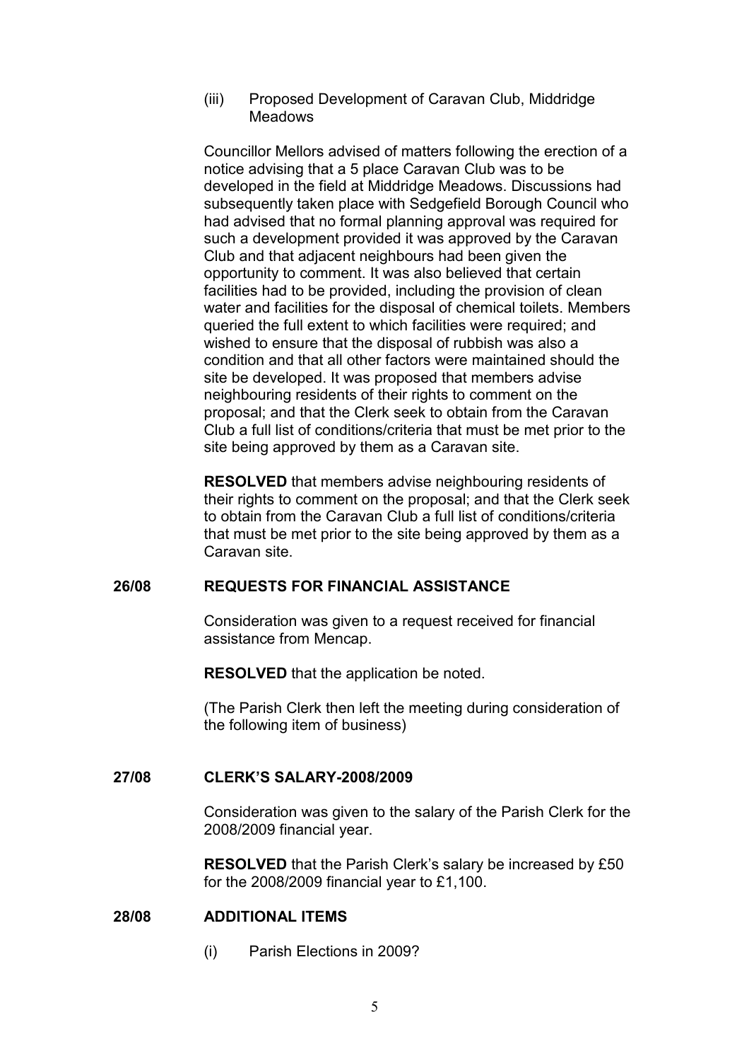(iii) Proposed Development of Caravan Club, Middridge Meadows

Councillor Mellors advised of matters following the erection of a notice advising that a 5 place Caravan Club was to be developed in the field at Middridge Meadows. Discussions had subsequently taken place with Sedgefield Borough Council who had advised that no formal planning approval was required for such a development provided it was approved by the Caravan Club and that adjacent neighbours had been given the opportunity to comment. It was also believed that certain facilities had to be provided, including the provision of clean water and facilities for the disposal of chemical toilets. Members queried the full extent to which facilities were required; and wished to ensure that the disposal of rubbish was also a condition and that all other factors were maintained should the site be developed. It was proposed that members advise neighbouring residents of their rights to comment on the proposal; and that the Clerk seek to obtain from the Caravan Club a full list of conditions/criteria that must be met prior to the site being approved by them as a Caravan site.

**RESOLVED** that members advise neighbouring residents of their rights to comment on the proposal; and that the Clerk seek to obtain from the Caravan Club a full list of conditions/criteria that must be met prior to the site being approved by them as a Caravan site.

## 26/08 REQUESTS FOR FINANCIAL ASSISTANCE

Consideration was given to a request received for financial assistance from Mencap.

**RESOLVED** that the application be noted.

(The Parish Clerk then left the meeting during consideration of the following item of business)

## 27/08 CLERK'S SALARY-2008/2009

Consideration was given to the salary of the Parish Clerk for the 2008/2009 financial year.

**RESOLVED** that the Parish Clerk's salary be increased by £50 for the 2008/2009 financial year to £1,100.

## 28/08 ADDITIONAL ITEMS

(i) Parish Elections in 2009?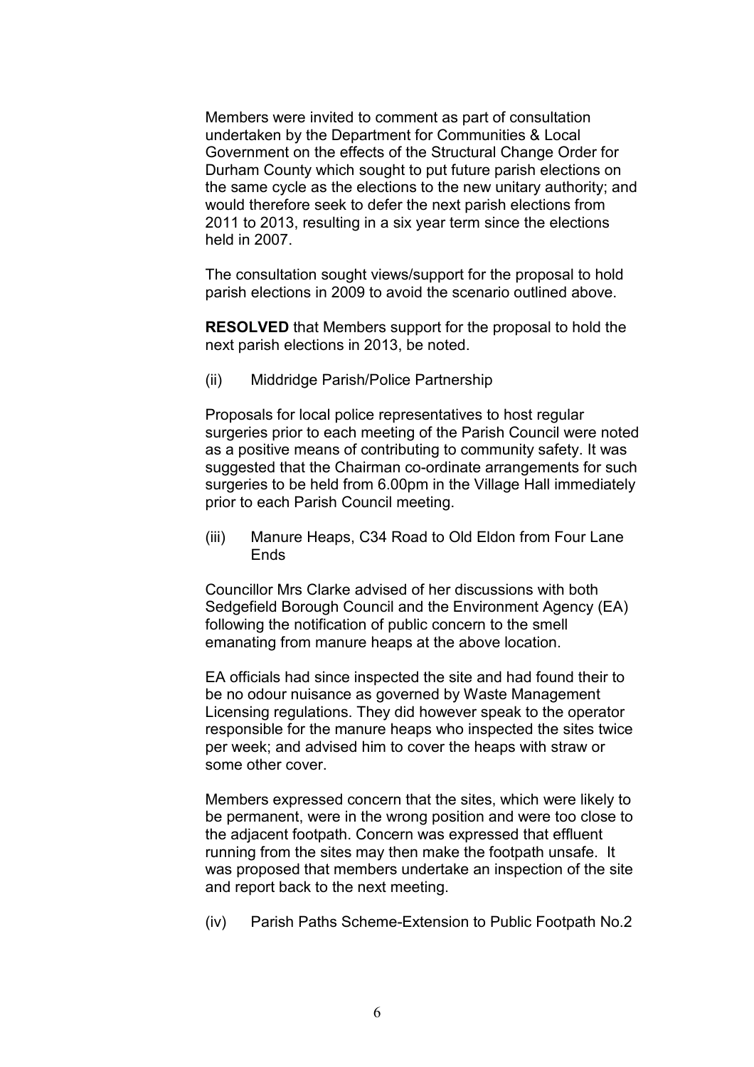Members were invited to comment as part of consultation undertaken by the Department for Communities & Local Government on the effects of the Structural Change Order for Durham County which sought to put future parish elections on the same cycle as the elections to the new unitary authority; and would therefore seek to defer the next parish elections from 2011 to 2013, resulting in a six year term since the elections held in 2007.

The consultation sought views/support for the proposal to hold parish elections in 2009 to avoid the scenario outlined above.

**RESOLVED** that Members support for the proposal to hold the next parish elections in 2013, be noted.

(ii) Middridge Parish/Police Partnership

Proposals for local police representatives to host regular surgeries prior to each meeting of the Parish Council were noted as a positive means of contributing to community safety. It was suggested that the Chairman co-ordinate arrangements for such surgeries to be held from 6.00pm in the Village Hall immediately prior to each Parish Council meeting.

(iii) Manure Heaps, C34 Road to Old Eldon from Four Lane Ends

Councillor Mrs Clarke advised of her discussions with both Sedgefield Borough Council and the Environment Agency (EA) following the notification of public concern to the smell emanating from manure heaps at the above location.

EA officials had since inspected the site and had found their to be no odour nuisance as governed by Waste Management Licensing regulations. They did however speak to the operator responsible for the manure heaps who inspected the sites twice per week; and advised him to cover the heaps with straw or some other cover.

Members expressed concern that the sites, which were likely to be permanent, were in the wrong position and were too close to the adjacent footpath. Concern was expressed that effluent running from the sites may then make the footpath unsafe. It was proposed that members undertake an inspection of the site and report back to the next meeting.

(iv) Parish Paths Scheme-Extension to Public Footpath No.2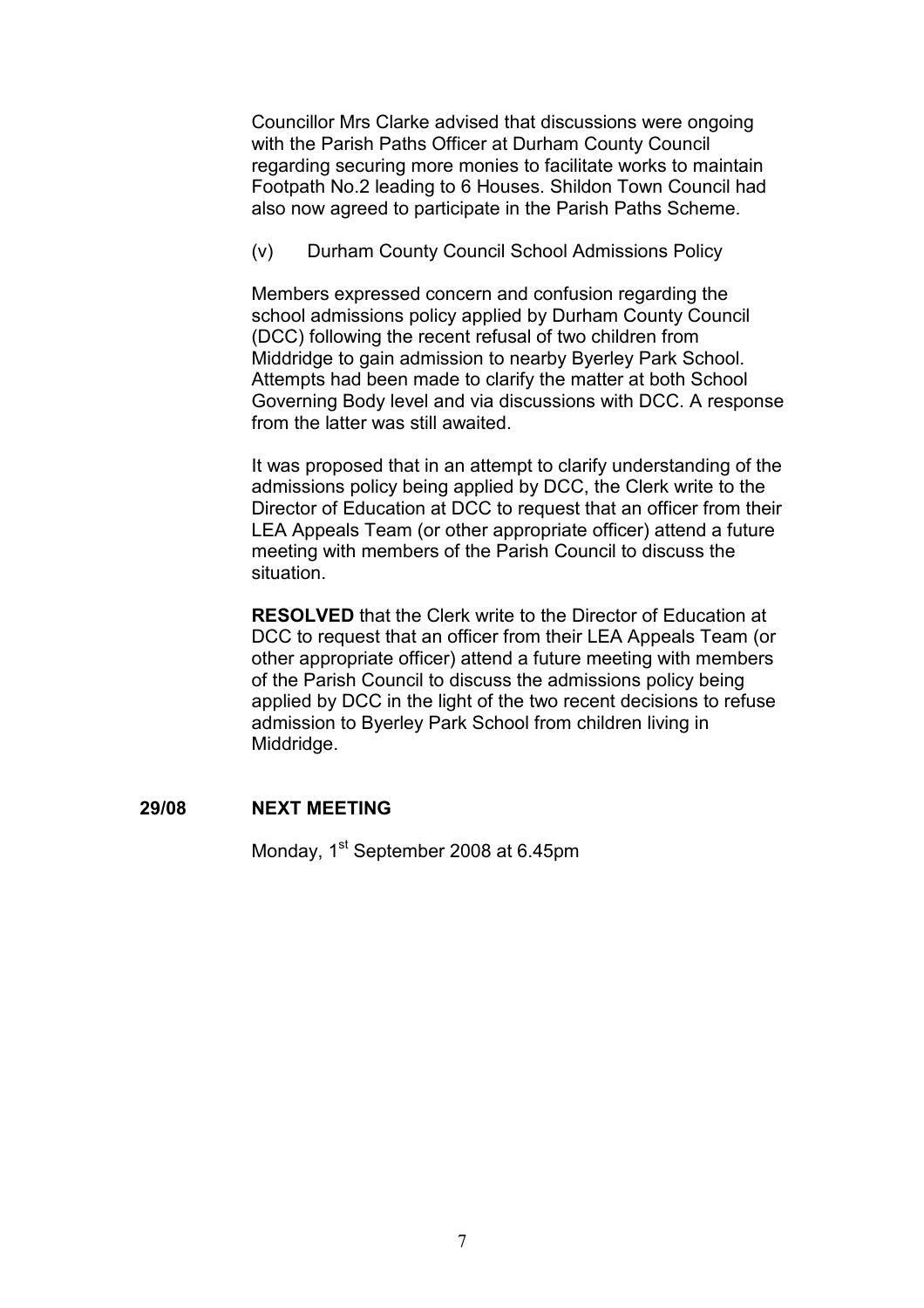Councillor Mrs Clarke advised that discussions were ongoing with the Parish Paths Officer at Durham County Council regarding securing more monies to facilitate works to maintain Footpath No.2 leading to 6 Houses. Shildon Town Council had also now agreed to participate in the Parish Paths Scheme.

(v) Durham County Council School Admissions Policy

Members expressed concern and confusion regarding the school admissions policy applied by Durham County Council (DCC) following the recent refusal of two children from Middridge to gain admission to nearby Byerley Park School. Attempts had been made to clarify the matter at both School Governing Body level and via discussions with DCC. A response from the latter was still awaited.

It was proposed that in an attempt to clarify understanding of the admissions policy being applied by DCC, the Clerk write to the Director of Education at DCC to request that an officer from their LEA Appeals Team (or other appropriate officer) attend a future meeting with members of the Parish Council to discuss the situation.

**RESOLVED** that the Clerk write to the Director of Education at DCC to request that an officer from their LEA Appeals Team (or other appropriate officer) attend a future meeting with members of the Parish Council to discuss the admissions policy being applied by DCC in the light of the two recent decisions to refuse admission to Byerley Park School from children living in Middridge.

## 29/08 NEXT MEETING

Monday, 1st September 2008 at 6.45pm